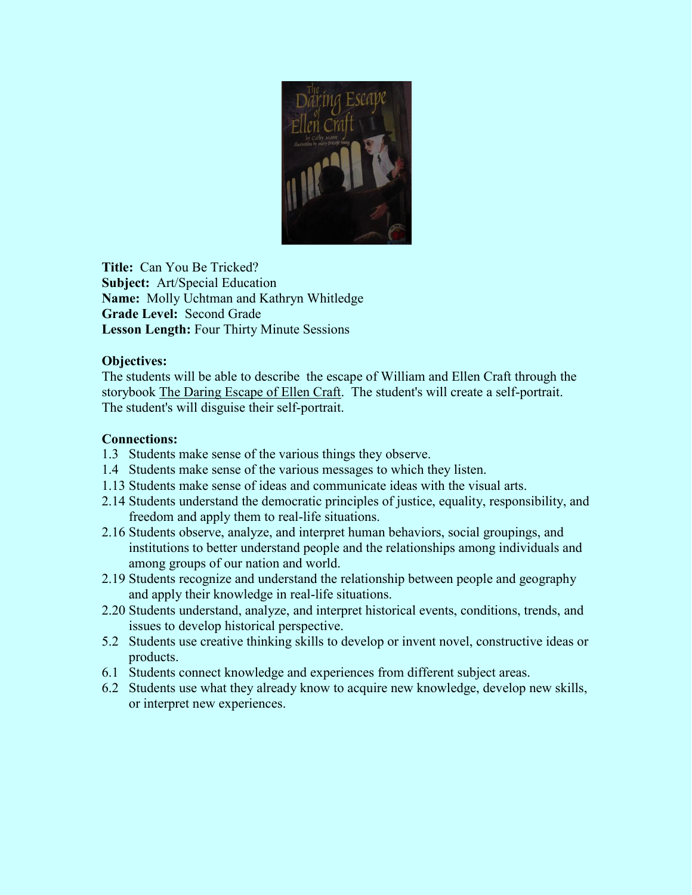**Title:** Can You Be Tricked?
**Subject:** Art/Special Education
**Name:** Molly Uchtman and Kathryn Whitledge
**Grade Level:** Second Grade
**Lesson Length:** Four Thirty Minute Sessions

**Objectives:**

The students will be able to describe the escape of William and Ellen Craft through the storybook The Daring Escape of Ellen Craft. The student's will create a self-portrait. The student's will disguise their self-portrait.

**Connections:**

- 1.3 Students make sense of the various things they observe.
- 1.4 Students make sense of the various messages to which they listen.
- 1.13 Students make sense of ideas and communicate ideas with the visual arts.
- 2.14 Students understand the democratic principles of justice, equality, responsibility, and freedom and apply them to real-life situations.
- 2.16 Students observe, analyze, and interpret human behaviors, social groupings, and institutions to better understand people and the relationships among individuals and among groups of our nation and world.
- 2.19 Students recognize and understand the relationship between people and geography and apply their knowledge in real-life situations.
- 2.20 Students understand, analyze, and interpret historical events, conditions, trends, and issues to develop historical perspective.
- 5.2 Students use creative thinking skills to develop or invent novel, constructive ideas or products.
- 6.1 Students connect knowledge and experiences from different subject areas.
- 6.2 Students use what they already know to acquire new knowledge, develop new skills, or interpret new experiences.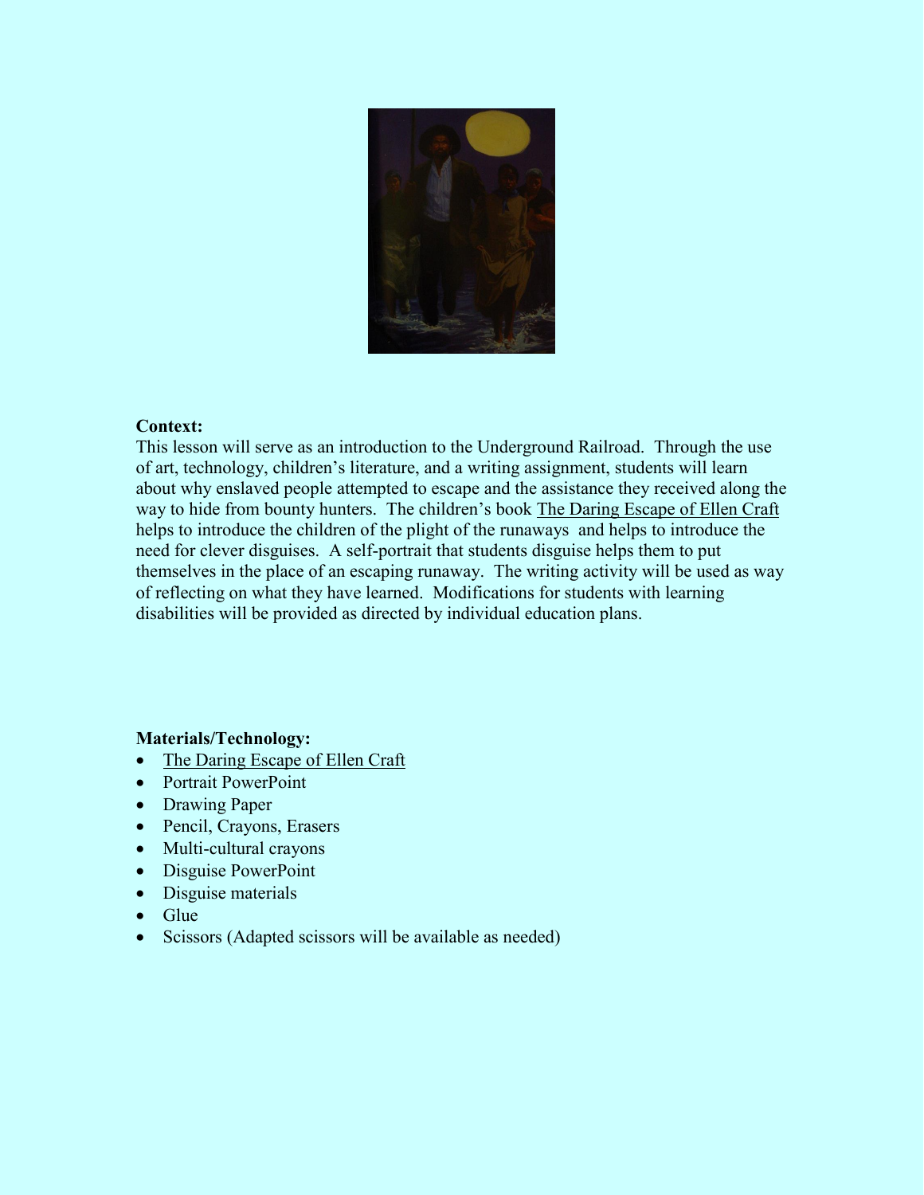**Context:**

This lesson will serve as an introduction to the Underground Railroad. Through the use of art, technology, children's literature, and a writing assignment, students will learn about why enslaved people attempted to escape and the assistance they received along the way to hide from bounty hunters. The children's book The Daring Escape of Ellen Craft helps to introduce the children of the plight of the runaways and helps to introduce the need for clever disguises. A self-portrait that students disguise helps them to put themselves in the place of an escaping runaway. The writing activity will be used as way of reflecting on what they have learned. Modifications for students with learning disabilities will be provided as directed by individual education plans.

**Materials/Technology:**

- The Daring Escape of Ellen Craft
- Portrait PowerPoint
- Drawing Paper
- Pencil, Crayons, Erasers
- Multi-cultural crayons
- Disguise PowerPoint
- Disguise materials
- Glue
- Scissors (Adapted scissors will be available as needed)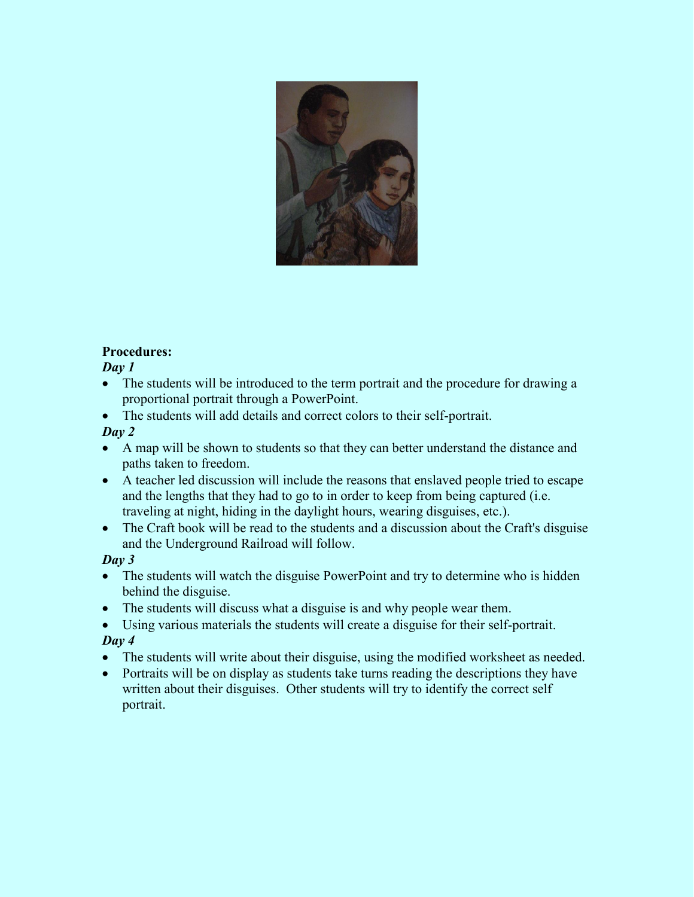**Procedures:**

***Day 1***

- The students will be introduced to the term portrait and the procedure for drawing a proportional portrait through a PowerPoint.
- The students will add details and correct colors to their self-portrait.

***Day 2***

- A map will be shown to students so that they can better understand the distance and paths taken to freedom.
- A teacher led discussion will include the reasons that enslaved people tried to escape and the lengths that they had to go to in order to keep from being captured (i.e. traveling at night, hiding in the daylight hours, wearing disguises, etc.).
- The Craft book will be read to the students and a discussion about the Craft's disguise and the Underground Railroad will follow.

***Day 3***

- The students will watch the disguise PowerPoint and try to determine who is hidden behind the disguise.
- The students will discuss what a disguise is and why people wear them.
- Using various materials the students will create a disguise for their self-portrait.

***Day 4***

- The students will write about their disguise, using the modified worksheet as needed.
- Portraits will be on display as students take turns reading the descriptions they have written about their disguises. Other students will try to identify the correct self portrait.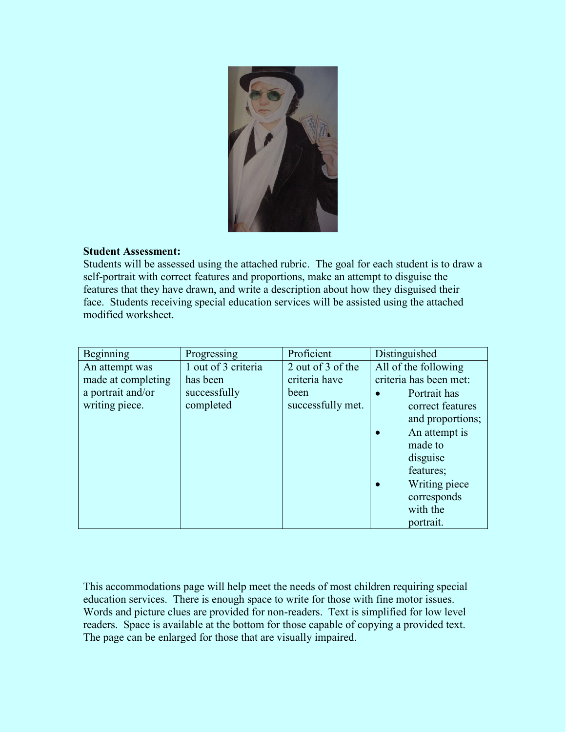**Student Assessment:**
Students will be assessed using the attached rubric. The goal for each student is to draw a self-portrait with correct features and proportions, make an attempt to disguise the features that they have drawn, and write a description about how they disguised their face. Students receiving special education services will be assisted using the attached modified worksheet.

| Beginning | Progressing | Proficient | Distinguished |
|---|---|---|---|
| An attempt was made at completing a portrait and/or writing piece. | 1 out of 3 criteria has been successfully completed | 2 out of 3 of the criteria have been successfully met. | All of the following criteria has been met:<br>• Portrait has correct features and proportions;<br>• An attempt is made to disguise features;<br>• Writing piece corresponds with the portrait. |

This accommodations page will help meet the needs of most children requiring special education services. There is enough space to write for those with fine motor issues. Words and picture clues are provided for non-readers. Text is simplified for low level readers. Space is available at the bottom for those capable of copying a provided text. The page can be enlarged for those that are visually impaired.